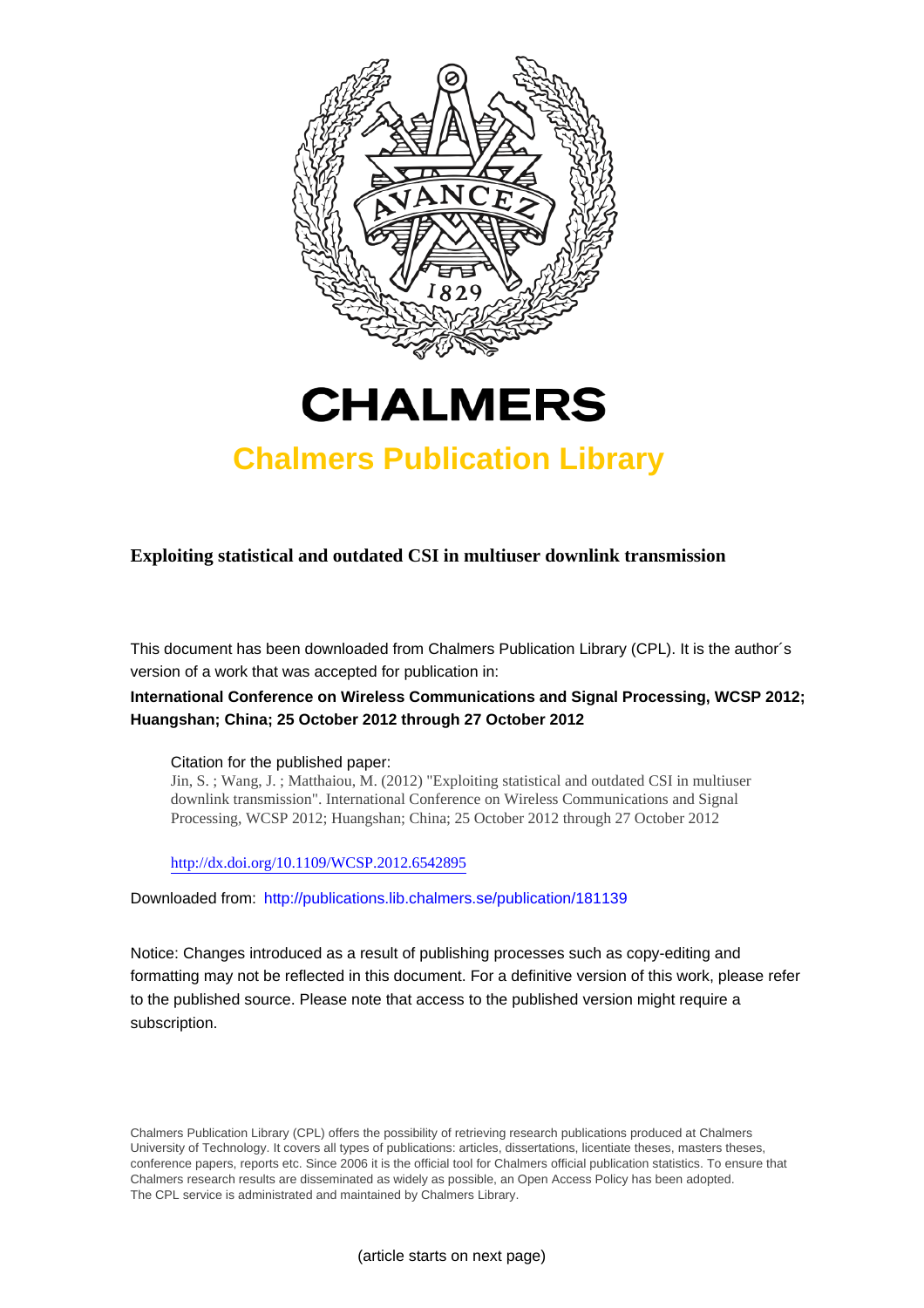# CHALMERS

## Chalmers Publication Library

**Exploiting statistical and outdated CSI in multiuser downlink transmission**

This document has been downloaded from Chalmers Publication Library (CPL). It is the author´s version of a work that was accepted for publication in:

**International Conference on Wireless Communications and Signal Processing, WCSP 2012; Huangshan; China; 25 October 2012 through 27 October 2012**

Citation for the published paper:
Jin, S. ; Wang, J. ; Matthaiou, M. (2012) "Exploiting statistical and outdated CSI in multiuser downlink transmission". International Conference on Wireless Communications and Signal Processing, WCSP 2012; Huangshan; China; 25 October 2012 through 27 October 2012

http://dx.doi.org/10.1109/WCSP.2012.6542895

Downloaded from: http://publications.lib.chalmers.se/publication/181139

Notice: Changes introduced as a result of publishing processes such as copy-editing and formatting may not be reflected in this document. For a definitive version of this work, please refer to the published source. Please note that access to the published version might require a subscription.

Chalmers Publication Library (CPL) offers the possibility of retrieving research publications produced at Chalmers University of Technology. It covers all types of publications: articles, dissertations, licentiate theses, masters theses, conference papers, reports etc. Since 2006 it is the official tool for Chalmers official publication statistics. To ensure that Chalmers research results are disseminated as widely as possible, an Open Access Policy has been adopted. The CPL service is administrated and maintained by Chalmers Library.

(article starts on next page)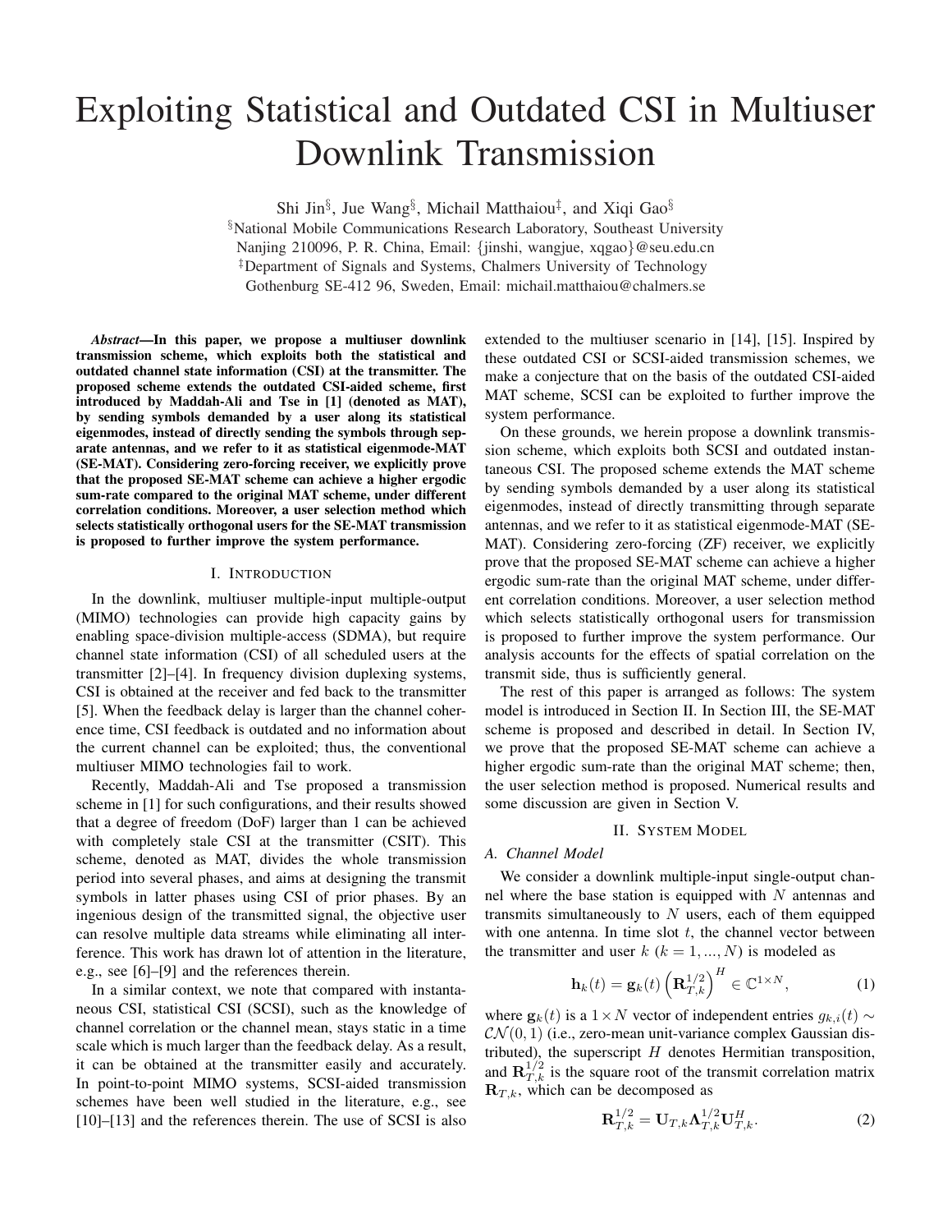# Exploiting Statistical and Outdated CSI in Multiuser Downlink Transmission

Shi Jin[§], Jue Wang[§], Michail Matthaiou[‡], and Xiqi Gao[§]

[§]National Mobile Communications Research Laboratory, Southeast University
Nanjing 210096, P. R. China, Email: {jinshi, wangjue, xqgao}@seu.edu.cn
[‡]Department of Signals and Systems, Chalmers University of Technology
Gothenburg SE-412 96, Sweden, Email: michail.matthaiou@chalmers.se

***Abstract*—In this paper, we propose a multiuser downlink transmission scheme, which exploits both the statistical and outdated channel state information (CSI) at the transmitter. The proposed scheme extends the outdated CSI-aided scheme, first introduced by Maddah-Ali and Tse in [1] (denoted as MAT), by sending symbols demanded by a user along its statistical eigenmodes, instead of directly sending the symbols through separate antennas, and we refer to it as statistical eigenmode-MAT (SE-MAT). Considering zero-forcing receiver, we explicitly prove that the proposed SE-MAT scheme can achieve a higher ergodic sum-rate compared to the original MAT scheme, under different correlation conditions. Moreover, a user selection method which selects statistically orthogonal users for the SE-MAT transmission is proposed to further improve the system performance.**

## I. Introduction

In the downlink, multiuser multiple-input multiple-output (MIMO) technologies can provide high capacity gains by enabling space-division multiple-access (SDMA), but require channel state information (CSI) of all scheduled users at the transmitter [2]–[4]. In frequency division duplexing systems, CSI is obtained at the receiver and fed back to the transmitter [5]. When the feedback delay is larger than the channel coherence time, CSI feedback is outdated and no information about the current channel can be exploited; thus, the conventional multiuser MIMO technologies fail to work.

Recently, Maddah-Ali and Tse proposed a transmission scheme in [1] for such configurations, and their results showed that a degree of freedom (DoF) larger than 1 can be achieved with completely stale CSI at the transmitter (CSIT). This scheme, denoted as MAT, divides the whole transmission period into several phases, and aims at designing the transmit symbols in latter phases using CSI of prior phases. By an ingenious design of the transmitted signal, the objective user can resolve multiple data streams while eliminating all interference. This work has drawn lot of attention in the literature, e.g., see [6]–[9] and the references therein.

In a similar context, we note that compared with instantaneous CSI, statistical CSI (SCSI), such as the knowledge of channel correlation or the channel mean, stays static in a time scale which is much larger than the feedback delay. As a result, it can be obtained at the transmitter easily and accurately. In point-to-point MIMO systems, SCSI-aided transmission schemes have been well studied in the literature, e.g., see [10]–[13] and the references therein. The use of SCSI is also extended to the multiuser scenario in [14], [15]. Inspired by these outdated CSI or SCSI-aided transmission schemes, we make a conjecture that on the basis of the outdated CSI-aided MAT scheme, SCSI can be exploited to further improve the system performance.

On these grounds, we herein propose a downlink transmission scheme, which exploits both SCSI and outdated instantaneous CSI. The proposed scheme extends the MAT scheme by sending symbols demanded by a user along its statistical eigenmodes, instead of directly transmitting through separate antennas, and we refer to it as statistical eigenmode-MAT (SE-MAT). Considering zero-forcing (ZF) receiver, we explicitly prove that the proposed SE-MAT scheme can achieve a higher ergodic sum-rate than the original MAT scheme, under different correlation conditions. Moreover, a user selection method which selects statistically orthogonal users for transmission is proposed to further improve the system performance. Our analysis accounts for the effects of spatial correlation on the transmit side, thus is sufficiently general.

The rest of this paper is arranged as follows: The system model is introduced in Section II. In Section III, the SE-MAT scheme is proposed and described in detail. In Section IV, we prove that the proposed SE-MAT scheme can achieve a higher ergodic sum-rate than the original MAT scheme; then, the user selection method is proposed. Numerical results and some discussion are given in Section V.

## II. System Model

### A. Channel Model

We consider a downlink multiple-input single-output channel where the base station is equipped with $N$ antennas and transmits simultaneously to $N$ users, each of them equipped with one antenna. In time slot $t$, the channel vector between the transmitter and user $k$ ($k = 1, ..., N$) is modeled as

$$\mathbf{h}_k(t) = \mathbf{g}_k(t)\left(\mathbf{R}_{T,k}^{1/2}\right)^H \in \mathbb{C}^{1\times N}, \tag{1}$$

where $\mathbf{g}_k(t)$ is a $1 \times N$ vector of independent entries $g_{k,i}(t) \sim \mathcal{CN}(0, 1)$ (i.e., zero-mean unit-variance complex Gaussian distributed), the superscript $H$ denotes Hermitian transposition, and $\mathbf{R}_{T,k}^{1/2}$ is the square root of the transmit correlation matrix $\mathbf{R}_{T,k}$, which can be decomposed as

$$\mathbf{R}_{T,k}^{1/2} = \mathbf{U}_{T,k}\mathbf{\Lambda}_{T,k}^{1/2}\mathbf{U}_{T,k}^H. \tag{2}$$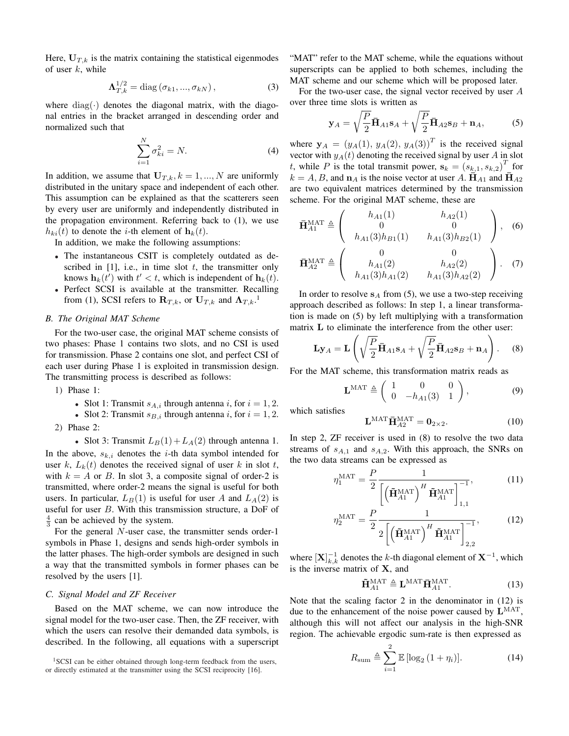Here, $\mathbf{U}_{T,k}$ is the matrix containing the statistical eigenmodes of user $k$, while

$$\mathbf{\Lambda}_{T,k}^{1/2} = \mathrm{diag}\left(\sigma_{k1}, ..., \sigma_{kN}\right), \tag{3}$$

where $\mathrm{diag}(\cdot)$ denotes the diagonal matrix, with the diagonal entries in the bracket arranged in descending order and normalized such that

$$\sum_{i=1}^{N} \sigma_{ki}^2 = N. \tag{4}$$

In addition, we assume that $\mathbf{U}_{T,k}, k = 1, ..., N$ are uniformly distributed in the unitary space and independent of each other. This assumption can be explained as that the scatterers seen by every user are uniformly and independently distributed in the propagation environment. Referring back to (1), we use $h_{ki}(t)$ to denote the $i$-th element of $\mathbf{h}_k(t)$.

In addition, we make the following assumptions:

- The instantaneous CSIT is completely outdated as described in [1], i.e., in time slot $t$, the transmitter only knows $\mathbf{h}_k(t')$ with $t' < t$, which is independent of $\mathbf{h}_k(t)$.
- Perfect SCSI is available at the transmitter. Recalling from (1), SCSI refers to $\mathbf{R}_{T,k}$, or $\mathbf{U}_{T,k}$ and $\mathbf{\Lambda}_{T,k}$.[1]

### B. The Original MAT Scheme

For the two-user case, the original MAT scheme consists of two phases: Phase 1 contains two slots, and no CSI is used for transmission. Phase 2 contains one slot, and perfect CSI of each user during Phase 1 is exploited in transmission design. The transmitting process is described as follows:

1) Phase 1:
   - Slot 1: Transmit $s_{A,i}$ through antenna $i$, for $i = 1, 2$.
   - Slot 2: Transmit $s_{B,i}$ through antenna $i$, for $i = 1, 2$.
2) Phase 2:
   - Slot 3: Transmit $L_B(1) + L_A(2)$ through antenna 1.

In the above, $s_{k,i}$ denotes the $i$-th data symbol intended for user $k$, $L_k(t)$ denotes the received signal of user $k$ in slot $t$, with $k = A$ or $B$. In slot 3, a composite signal of order-2 is transmitted, where order-2 means the signal is useful for both users. In particular, $L_B(1)$ is useful for user $A$ and $L_A(2)$ is useful for user $B$. With this transmission structure, a DoF of $\frac{4}{3}$ can be achieved by the system.

For the general $N$-user case, the transmitter sends order-1 symbols in Phase 1, designs and sends high-order symbols in the latter phases. The high-order symbols are designed in such a way that the transmitted symbols in former phases can be resolved by the users [1].

### C. Signal Model and ZF Receiver

Based on the MAT scheme, we can now introduce the signal model for the two-user case. Then, the ZF receiver, with which the users can resolve their demanded data symbols, is described. In the following, all equations with a superscript "MAT" refer to the MAT scheme, while the equations without superscripts can be applied to both schemes, including the MAT scheme and our scheme which will be proposed later.

For the two-user case, the signal vector received by user $A$ over three time slots is written as

$$\mathbf{y}_A = \sqrt{\frac{P}{2}}\bar{\mathbf{H}}_{A1}\mathbf{s}_A + \sqrt{\frac{P}{2}}\bar{\mathbf{H}}_{A2}\mathbf{s}_B + \mathbf{n}_A, \tag{5}$$

where $\mathbf{y}_A = (y_A(1), y_A(2), y_A(3))^T$ is the received signal vector with $y_A(t)$ denoting the received signal by user $A$ in slot $t$, while $P$ is the total transmit power, $\mathbf{s}_k = (s_{k,1}, s_{k,2})^T$ for $k = A, B$, and $\mathbf{n}_A$ is the noise vector at user $A$. $\bar{\mathbf{H}}_{A1}$ and $\bar{\mathbf{H}}_{A2}$ are two equivalent matrices determined by the transmission scheme. For the original MAT scheme, these are

$$\bar{\mathbf{H}}_{A1}^{\mathrm{MAT}} \triangleq \begin{pmatrix} h_{A1}(1) & h_{A2}(1) \\ 0 & 0 \\ h_{A1}(3)h_{B1}(1) & h_{A1}(3)h_{B2}(1) \end{pmatrix}, \tag{6}$$

$$\bar{\mathbf{H}}_{A2}^{\mathrm{MAT}} \triangleq \begin{pmatrix} 0 & 0 \\ h_{A1}(2) & h_{A2}(2) \\ h_{A1}(3)h_{A1}(2) & h_{A1}(3)h_{A2}(2) \end{pmatrix}. \tag{7}$$

In order to resolve $\mathbf{s}_A$ from (5), we use a two-step receiving approach described as follows: In step 1, a linear transformation is made on (5) by left multiplying with a transformation matrix $\mathbf{L}$ to eliminate the interference from the other user:

$$\mathbf{L}\mathbf{y}_A = \mathbf{L}\left(\sqrt{\frac{P}{2}}\bar{\mathbf{H}}_{A1}\mathbf{s}_A + \sqrt{\frac{P}{2}}\bar{\mathbf{H}}_{A2}\mathbf{s}_B + \mathbf{n}_A\right). \tag{8}$$

For the MAT scheme, this transformation matrix reads as

$$\mathbf{L}^{\mathrm{MAT}} \triangleq \begin{pmatrix} 1 & 0 & 0 \\ 0 & -h_{A1}(3) & 1 \end{pmatrix}, \tag{9}$$

which satisfies

$$\mathbf{L}^{\mathrm{MAT}}\bar{\mathbf{H}}_{A2}^{\mathrm{MAT}} = \mathbf{0}_{2\times 2}. \tag{10}$$

In step 2, ZF receiver is used in (8) to resolve the two data streams of $s_{A,1}$ and $s_{A,2}$. With this approach, the SNRs on the two data streams can be expressed as

$$\eta_1^{\mathrm{MAT}} = \frac{P}{2}\frac{1}{\left[\left(\tilde{\mathbf{H}}_{A1}^{\mathrm{MAT}}\right)^H \tilde{\mathbf{H}}_{A1}^{\mathrm{MAT}}\right]_{1,1}^{-1}}, \tag{11}$$

$$\eta_2^{\mathrm{MAT}} = \frac{P}{2}\frac{1}{2\left[\left(\tilde{\mathbf{H}}_{A1}^{\mathrm{MAT}}\right)^H \tilde{\mathbf{H}}_{A1}^{\mathrm{MAT}}\right]_{2,2}^{-1}}, \tag{12}$$

where $[\mathbf{X}]_{k,k}^{-1}$ denotes the $k$-th diagonal element of $\mathbf{X}^{-1}$, which is the inverse matrix of $\mathbf{X}$, and

$$\tilde{\mathbf{H}}_{A1}^{\mathrm{MAT}} \triangleq \mathbf{L}^{\mathrm{MAT}}\bar{\mathbf{H}}_{A1}^{\mathrm{MAT}}. \tag{13}$$

Note that the scaling factor 2 in the denominator in (12) is due to the enhancement of the noise power caused by $\mathbf{L}^{\mathrm{MAT}}$, although this will not affect our analysis in the high-SNR region. The achievable ergodic sum-rate is then expressed as

$$R_{\mathrm{sum}} \triangleq \sum_{i=1}^{2} \mathbb{E}\left[\log_2\left(1 + \eta_i\right)\right]. \tag{14}$$

[1] SCSI can be either obtained through long-term feedback from the users, or directly estimated at the transmitter using the SCSI reciprocity [16].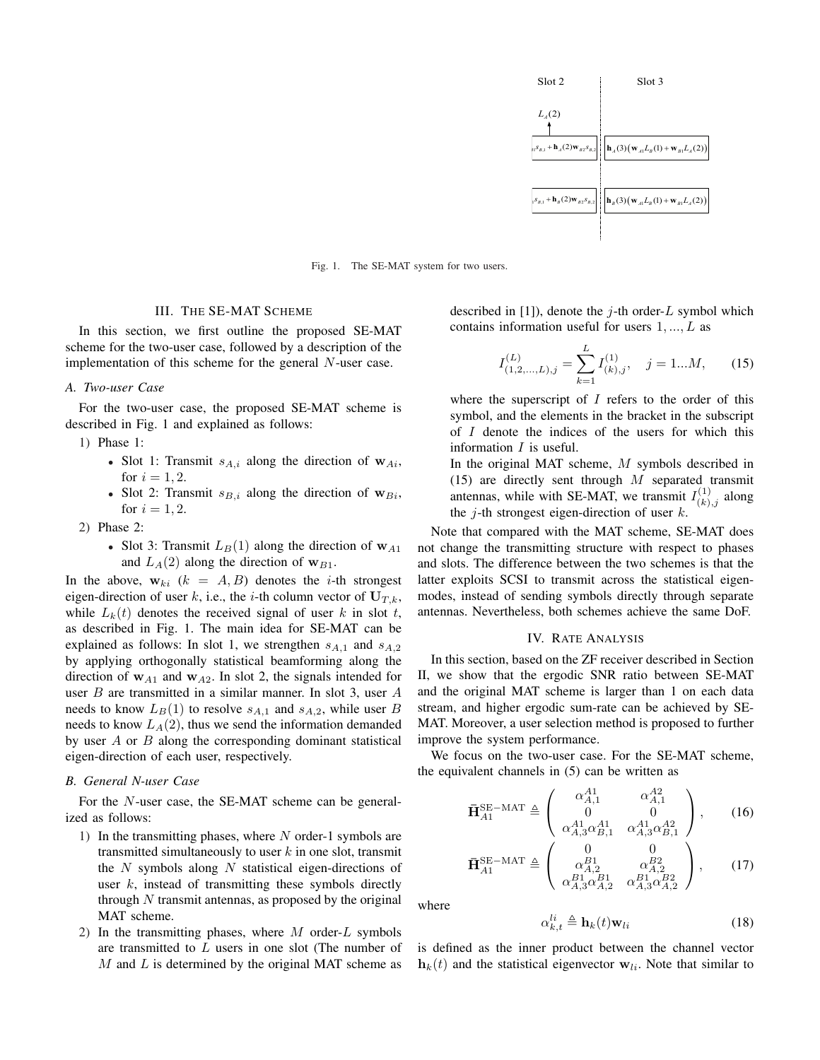Fig. 1. The SE-MAT system for two users.

## III. The SE-MAT Scheme

In this section, we first outline the proposed SE-MAT scheme for the two-user case, followed by a description of the implementation of this scheme for the general $N$-user case.

### A. Two-user Case

For the two-user case, the proposed SE-MAT scheme is described in Fig. 1 and explained as follows:

1) Phase 1:
   - Slot 1: Transmit $s_{A,i}$ along the direction of $\mathbf{w}_{Ai}$, for $i = 1, 2$.
   - Slot 2: Transmit $s_{B,i}$ along the direction of $\mathbf{w}_{Bi}$, for $i = 1, 2$.
2) Phase 2:
   - Slot 3: Transmit $L_B(1)$ along the direction of $\mathbf{w}_{A1}$ and $L_A(2)$ along the direction of $\mathbf{w}_{B1}$.

In the above, $\mathbf{w}_{ki}$ $(k = A, B)$ denotes the $i$-th strongest eigen-direction of user $k$, i.e., the $i$-th column vector of $\mathbf{U}_{T,k}$, while $L_k(t)$ denotes the received signal of user $k$ in slot $t$, as described in Fig. 1. The main idea for SE-MAT can be explained as follows: In slot 1, we strengthen $s_{A,1}$ and $s_{A,2}$ by applying orthogonally statistical beamforming along the direction of $\mathbf{w}_{A1}$ and $\mathbf{w}_{A2}$. In slot 2, the signals intended for user $B$ are transmitted in a similar manner. In slot 3, user $A$ needs to know $L_B(1)$ to resolve $s_{A,1}$ and $s_{A,2}$, while user $B$ needs to know $L_A(2)$, thus we send the information demanded by user $A$ or $B$ along the corresponding dominant statistical eigen-direction of each user, respectively.

### B. General N-user Case

For the $N$-user case, the SE-MAT scheme can be generalized as follows:

1) In the transmitting phases, where $N$ order-1 symbols are transmitted simultaneously to user $k$ in one slot, transmit the $N$ symbols along $N$ statistical eigen-directions of user $k$, instead of transmitting these symbols directly through $N$ transmit antennas, as proposed by the original MAT scheme.
2) In the transmitting phases, where $M$ order-$L$ symbols are transmitted to $L$ users in one slot (The number of $M$ and $L$ is determined by the original MAT scheme as described in [1]), denote the $j$-th order-$L$ symbol which contains information useful for users $1, ..., L$ as

$$I_{(1,2,...,L),j}^{(L)} = \sum_{k=1}^{L} I_{(k),j}^{(1)}, \quad j = 1...M, \tag{15}$$

where the superscript of $I$ refers to the order of this symbol, and the elements in the bracket in the subscript of $I$ denote the indices of the users for which this information $I$ is useful.

In the original MAT scheme, $M$ symbols described in (15) are directly sent through $M$ separated transmit antennas, while with SE-MAT, we transmit $I_{(k),j}^{(1)}$ along the $j$-th strongest eigen-direction of user $k$.

Note that compared with the MAT scheme, SE-MAT does not change the transmitting structure with respect to phases and slots. The difference between the two schemes is that the latter exploits SCSI to transmit across the statistical eigen-modes, instead of sending symbols directly through separate antennas. Nevertheless, both schemes achieve the same DoF.

## IV. Rate Analysis

In this section, based on the ZF receiver described in Section II, we show that the ergodic SNR ratio between SE-MAT and the original MAT scheme is larger than 1 on each data stream, and higher ergodic sum-rate can be achieved by SE-MAT. Moreover, a user selection method is proposed to further improve the system performance.

We focus on the two-user case. For the SE-MAT scheme, the equivalent channels in (5) can be written as

$$\bar{\mathbf{H}}_{A1}^{\text{SE-MAT}} \triangleq \begin{pmatrix} \alpha_{A,1}^{A1} & \alpha_{A,1}^{A2} \\ 0 & 0 \\ \alpha_{A,3}^{A1}\alpha_{B,1}^{A1} & \alpha_{A,3}^{A1}\alpha_{B,1}^{A2} \end{pmatrix}, \tag{16}$$

$$\bar{\mathbf{H}}_{A1}^{\text{SE-MAT}} \triangleq \begin{pmatrix} 0 & 0 \\ \alpha_{A,2}^{B1} & \alpha_{A,2}^{B2} \\ \alpha_{A,3}^{B1}\alpha_{A,2}^{B1} & \alpha_{A,3}^{B1}\alpha_{A,2}^{B2} \end{pmatrix}, \tag{17}$$

where

$$\alpha_{k,t}^{li} \triangleq \mathbf{h}_k(t)\mathbf{w}_{li} \tag{18}$$

is defined as the inner product between the channel vector $\mathbf{h}_k(t)$ and the statistical eigenvector $\mathbf{w}_{li}$. Note that similar to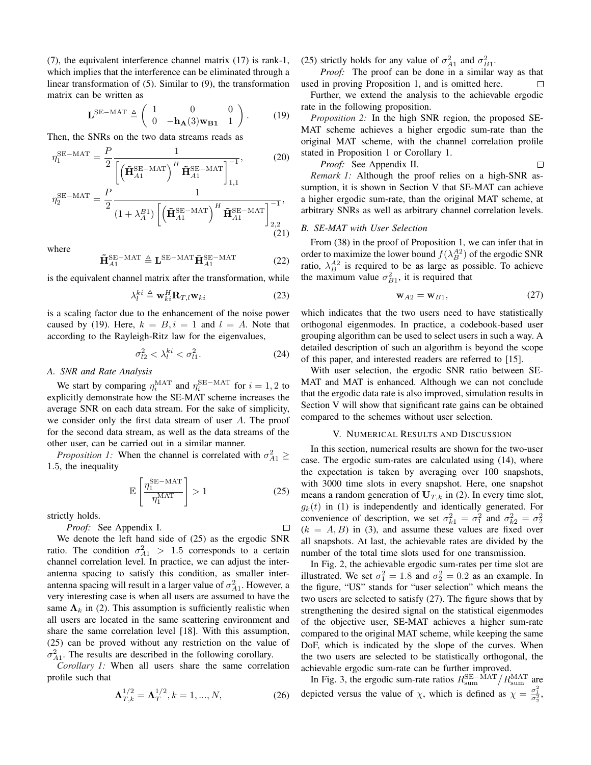(7), the equivalent interference channel matrix (17) is rank-1, which implies that the interference can be eliminated through a linear transformation of (5). Similar to (9), the transformation matrix can be written as

$$\mathbf{L}^{\mathrm{SE-MAT}} \triangleq \begin{pmatrix} 1 & 0 & 0 \\ 0 & -\mathbf{h_A}(3)\mathbf{w_{B1}} & 1 \end{pmatrix}. \tag{19}$$

Then, the SNRs on the two data streams reads as

$$\eta_1^{\mathrm{SE-MAT}} = \frac{P}{2} \frac{1}{\left[\left(\tilde{\mathbf{H}}_{A1}^{\mathrm{SE-MAT}}\right)^H \tilde{\mathbf{H}}_{A1}^{\mathrm{SE-MAT}}\right]_{1,1}^{-1}}, \tag{20}$$

$$\eta_2^{\mathrm{SE-MAT}} = \frac{P}{2} \frac{1}{(1+\lambda_A^{B1})\left[\left(\tilde{\mathbf{H}}_{A1}^{\mathrm{SE-MAT}}\right)^H \tilde{\mathbf{H}}_{A1}^{\mathrm{SE-MAT}}\right]_{2,2}^{-1}}, \tag{21}$$

where

$$\tilde{\mathbf{H}}_{A1}^{\mathrm{SE-MAT}} \triangleq \mathbf{L}^{\mathrm{SE-MAT}} \bar{\mathbf{H}}_{A1}^{\mathrm{SE-MAT}} \tag{22}$$

is the equivalent channel matrix after the transformation, while

$$\lambda_l^{ki} \triangleq \mathbf{w}_{ki}^H \mathbf{R}_{T,l} \mathbf{w}_{ki} \tag{23}$$

is a scaling factor due to the enhancement of the noise power caused by (19). Here, $k = B, i = 1$ and $l = A$. Note that according to the Rayleigh-Ritz law for the eigenvalues,

$$\sigma_{l2}^2 < \lambda_l^{ki} < \sigma_{l1}^2. \tag{24}$$

### A. SNR and Rate Analysis

We start by comparing $\eta_i^{\mathrm{MAT}}$ and $\eta_i^{\mathrm{SE-MAT}}$ for $i = 1, 2$ to explicitly demonstrate how the SE-MAT scheme increases the average SNR on each data stream. For the sake of simplicity, we consider only the first data stream of user $A$. The proof for the second data stream, as well as the data streams of the other user, can be carried out in a similar manner.

*Proposition 1:* When the channel is correlated with $\sigma_{A1}^2 \geq 1.5$, the inequality

$$\mathbb{E}\left[\frac{\eta_1^{\mathrm{SE-MAT}}}{\eta_1^{\mathrm{MAT}}}\right] > 1 \tag{25}$$

strictly holds.

*Proof:* See Appendix I. □

We denote the left hand side of (25) as the ergodic SNR ratio. The condition $\sigma_{A1}^2 > 1.5$ corresponds to a certain channel correlation level. In practice, we can adjust the inter-antenna spacing to satisfy this condition, as smaller inter-antenna spacing will result in a larger value of $\sigma_{A1}^2$. However, a very interesting case is when all users are assumed to have the same $\mathbf{\Lambda}_k$ in (2). This assumption is sufficiently realistic when all users are located in the same scattering environment and share the same correlation level [18]. With this assumption, (25) can be proved without any restriction on the value of $\sigma_{A1}^2$. The results are described in the following corollary.

*Corollary 1:* When all users share the same correlation profile such that

$$\mathbf{\Lambda}_{T,k}^{1/2} = \mathbf{\Lambda}_T^{1/2}, k = 1, ..., N, \tag{26}$$

(25) strictly holds for any value of $\sigma_{A1}^2$ and $\sigma_{B1}^2$.

*Proof:* The proof can be done in a similar way as that used in proving Proposition 1, and is omitted here. □

Further, we extend the analysis to the achievable ergodic rate in the following proposition.

*Proposition 2:* In the high SNR region, the proposed SE-MAT scheme achieves a higher ergodic sum-rate than the original MAT scheme, with the channel correlation profile stated in Proposition 1 or Corollary 1.

*Proof:* See Appendix II. □

*Remark 1:* Although the proof relies on a high-SNR assumption, it is shown in Section V that SE-MAT can achieve a higher ergodic sum-rate, than the original MAT scheme, at arbitrary SNRs as well as arbitrary channel correlation levels.

### B. SE-MAT with User Selection

From (38) in the proof of Proposition 1, we can infer that in order to maximize the lower bound $f(\lambda_B^{A2})$ of the ergodic SNR ratio, $\lambda_B^{A2}$ is required to be as large as possible. To achieve the maximum value $\sigma_{B1}^2$, it is required that

$$\mathbf{w}_{A2} = \mathbf{w}_{B1}, \tag{27}$$

which indicates that the two users need to have statistically orthogonal eigenmodes. In practice, a codebook-based user grouping algorithm can be used to select users in such a way. A detailed description of such an algorithm is beyond the scope of this paper, and interested readers are referred to [15].

With user selection, the ergodic SNR ratio between SE-MAT and MAT is enhanced. Although we can not conclude that the ergodic data rate is also improved, simulation results in Section V will show that significant rate gains can be obtained compared to the schemes without user selection.

## V. Numerical Results and Discussion

In this section, numerical results are shown for the two-user case. The ergodic sum-rates are calculated using (14), where the expectation is taken by averaging over 100 snapshots, with 3000 time slots in every snapshot. Here, one snapshot means a random generation of $\mathbf{U}_{T,k}$ in (2). In every time slot, $g_k(t)$ in (1) is independently and identically generated. For convenience of description, we set $\sigma_{k1}^2 = \sigma_1^2$ and $\sigma_{k2}^2 = \sigma_2^2$ $(k = A, B)$ in (3), and assume these values are fixed over all snapshots. At last, the achievable rates are divided by the number of the total time slots used for one transmission.

In Fig. 2, the achievable ergodic sum-rates per time slot are illustrated. We set $\sigma_1^2 = 1.8$ and $\sigma_2^2 = 0.2$ as an example. In the figure, "US" stands for "user selection" which means the two users are selected to satisfy (27). The figure shows that by strengthening the desired signal on the statistical eigenmodes of the objective user, SE-MAT achieves a higher sum-rate compared to the original MAT scheme, while keeping the same DoF, which is indicated by the slope of the curves. When the two users are selected to be statistically orthogonal, the achievable ergodic sum-rate can be further improved.

In Fig. 3, the ergodic sum-rate ratios $R_{\mathrm{sum}}^{\mathrm{SE-MAT}}/R_{\mathrm{sum}}^{\mathrm{MAT}}$ are depicted versus the value of $\chi$, which is defined as $\chi = \frac{\sigma_1^2}{\sigma_2^2}$,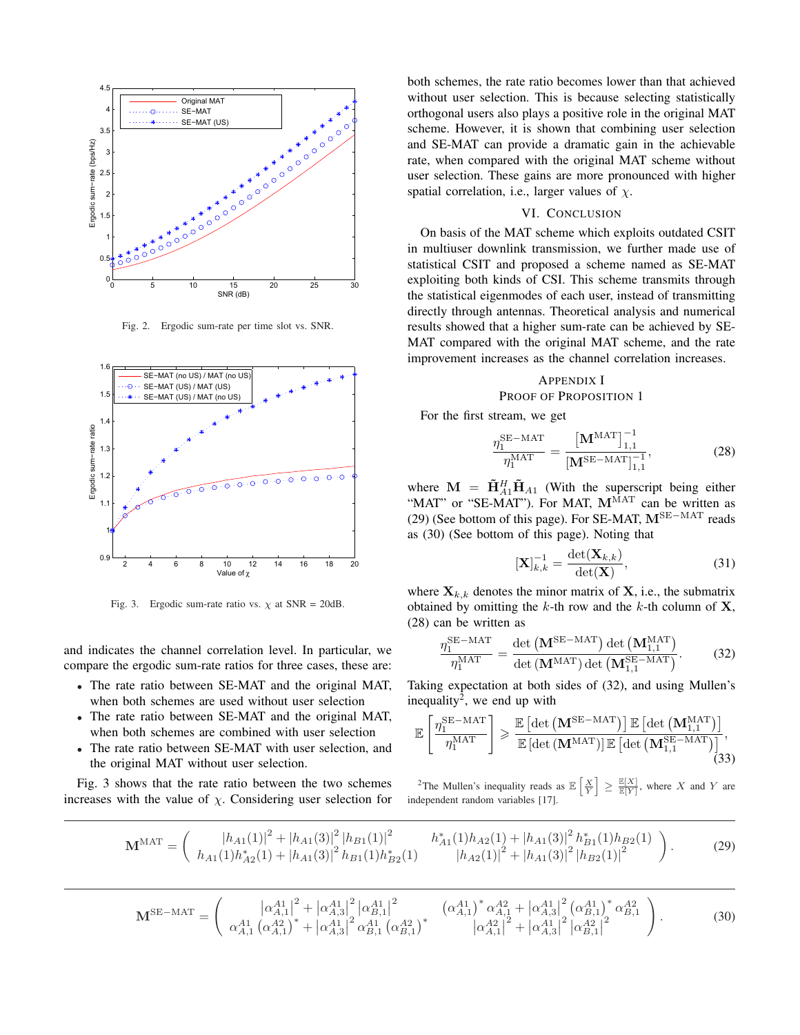Fig. 2. Ergodic sum-rate per time slot vs. SNR.

Fig. 3. Ergodic sum-rate ratio vs. $\chi$ at SNR = 20dB.

and indicates the channel correlation level. In particular, we compare the ergodic sum-rate ratios for three cases, these are:

- The rate ratio between SE-MAT and the original MAT, when both schemes are used without user selection
- The rate ratio between SE-MAT and the original MAT, when both schemes are combined with user selection
- The rate ratio between SE-MAT with user selection, and the original MAT without user selection.

Fig. 3 shows that the rate ratio between the two schemes increases with the value of $\chi$. Considering user selection for both schemes, the rate ratio becomes lower than that achieved without user selection. This is because selecting statistically orthogonal users also plays a positive role in the original MAT scheme. However, it is shown that combining user selection and SE-MAT can provide a dramatic gain in the achievable rate, when compared with the original MAT scheme without user selection. These gains are more pronounced with higher spatial correlation, i.e., larger values of $\chi$.

## VI. Conclusion

On basis of the MAT scheme which exploits outdated CSIT in multiuser downlink transmission, we further made use of statistical CSIT and proposed a scheme named as SE-MAT exploiting both kinds of CSI. This scheme transmits through the statistical eigenmodes of each user, instead of transmitting directly through antennas. Theoretical analysis and numerical results showed that a higher sum-rate can be achieved by SE-MAT compared with the original MAT scheme, and the rate improvement increases as the channel correlation increases.

## Appendix I
## Proof of Proposition 1

For the first stream, we get

$$\frac{\eta_1^{\text{SE-MAT}}}{\eta_1^{\text{MAT}}} = \frac{\left[\mathbf{M}^{\text{MAT}}\right]_{1,1}^{-1}}{\left[\mathbf{M}^{\text{SE-MAT}}\right]_{1,1}^{-1}}, \tag{28}$$

where $\mathbf{M} = \tilde{\mathbf{H}}_{A1}^H \tilde{\mathbf{H}}_{A1}$ (With the superscript being either "MAT" or "SE-MAT"). For MAT, $\mathbf{M}^{\text{MAT}}$ can be written as (29) (See bottom of this page). For SE-MAT, $\mathbf{M}^{\text{SE-MAT}}$ reads as (30) (See bottom of this page). Noting that

$$[\mathbf{X}]_{k,k}^{-1} = \frac{\det(\mathbf{X}_{k,k})}{\det(\mathbf{X})}, \tag{31}$$

where $\mathbf{X}_{k,k}$ denotes the minor matrix of $\mathbf{X}$, i.e., the submatrix obtained by omitting the $k$-th row and the $k$-th column of $\mathbf{X}$, (28) can be written as

$$\frac{\eta_1^{\text{SE-MAT}}}{\eta_1^{\text{MAT}}} = \frac{\det\left(\mathbf{M}^{\text{SE-MAT}}\right)\det\left(\mathbf{M}_{1,1}^{\text{MAT}}\right)}{\det\left(\mathbf{M}^{\text{MAT}}\right)\det\left(\mathbf{M}_{1,1}^{\text{SE-MAT}}\right)}. \tag{32}$$

Taking expectation at both sides of (32), and using Mullen's inequality[2], we end up with

$$\mathbb{E}\left[\frac{\eta_1^{\text{SE-MAT}}}{\eta_1^{\text{MAT}}}\right] \geqslant \frac{\mathbb{E}\left[\det\left(\mathbf{M}^{\text{SE-MAT}}\right)\right]\mathbb{E}\left[\det\left(\mathbf{M}_{1,1}^{\text{MAT}}\right)\right]}{\mathbb{E}\left[\det\left(\mathbf{M}^{\text{MAT}}\right)\right]\mathbb{E}\left[\det\left(\mathbf{M}_{1,1}^{\text{SE-MAT}}\right)\right]}, \tag{33}$$

[2] The Mullen's inequality reads as $\mathbb{E}\left[\frac{X}{Y}\right] \geq \frac{\mathbb{E}[X]}{\mathbb{E}[Y]}$, where $X$ and $Y$ are independent random variables [17].

$$\mathbf{M}^{\text{MAT}} = \begin{pmatrix} |h_{A1}(1)|^2 + |h_{A1}(3)|^2 |h_{B1}(1)|^2 & h_{A1}^*(1)h_{A2}(1) + |h_{A1}(3)|^2 h_{B1}^*(1)h_{B2}(1) \\ h_{A1}(1)h_{A2}^*(1) + |h_{A1}(3)|^2 h_{B1}(1)h_{B2}^*(1) & |h_{A2}(1)|^2 + |h_{A1}(3)|^2 |h_{B2}(1)|^2 \end{pmatrix}. \tag{29}$$

$$\mathbf{M}^{\text{SE-MAT}} = \begin{pmatrix} \left|\alpha_{A,1}^{A1}\right|^2 + \left|\alpha_{A,3}^{A1}\right|^2 \left|\alpha_{B,1}^{A1}\right|^2 & \left(\alpha_{A,1}^{A1}\right)^* \alpha_{A,1}^{A2} + \left|\alpha_{A,3}^{A1}\right|^2 \left(\alpha_{B,1}^{A1}\right)^* \alpha_{B,1}^{A2} \\ \alpha_{A,1}^{A1}\left(\alpha_{A,1}^{A2}\right)^* + \left|\alpha_{A,3}^{A1}\right|^2 \alpha_{B,1}^{A1}\left(\alpha_{B,1}^{A2}\right)^* & \left|\alpha_{A,1}^{A2}\right|^2 + \left|\alpha_{A,3}^{A1}\right|^2 \left|\alpha_{B,1}^{A2}\right|^2 \end{pmatrix}. \tag{30}$$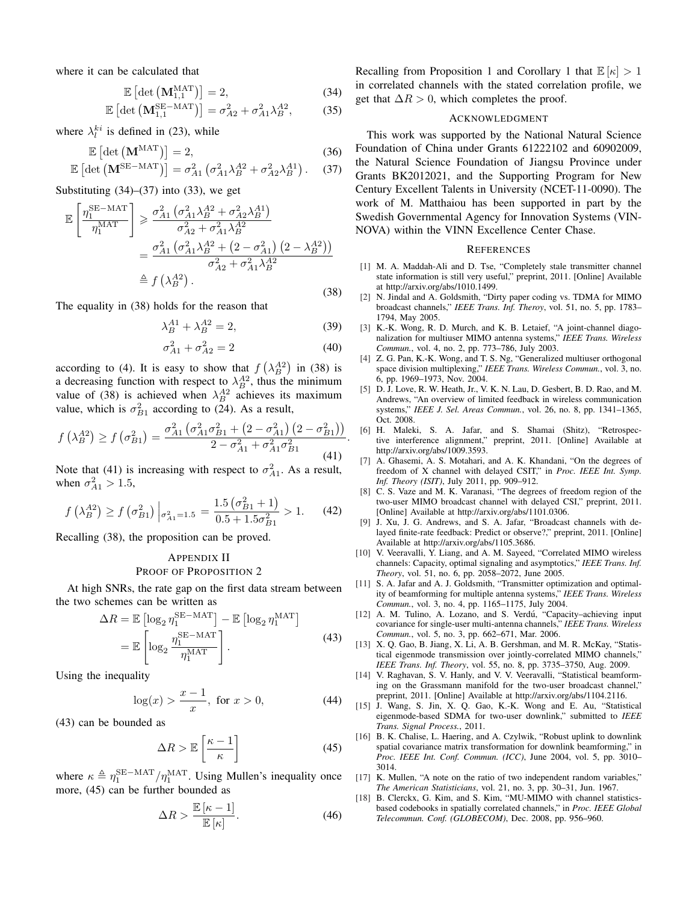where it can be calculated that

$$\mathbb{E}\left[\det\left(\mathbf{M}_{1,1}^{\mathrm{MAT}}\right)\right] = 2, \tag{34}$$

$$\mathbb{E}\left[\det\left(\mathbf{M}_{1,1}^{\mathrm{SE-MAT}}\right)\right] = \sigma_{A2}^2 + \sigma_{A1}^2 \lambda_B^{A2}, \tag{35}$$

where $\lambda_l^{ki}$ is defined in (23), while

$$\mathbb{E}\left[\det\left(\mathbf{M}^{\mathrm{MAT}}\right)\right] = 2, \tag{36}$$

$$\mathbb{E}\left[\det\left(\mathbf{M}^{\mathrm{SE-MAT}}\right)\right] = \sigma_{A1}^2 \left(\sigma_{A1}^2 \lambda_B^{A2} + \sigma_{A2}^2 \lambda_B^{A1}\right). \tag{37}$$

Substituting (34)–(37) into (33), we get

$$\begin{aligned}
\mathbb{E}\left[\frac{\eta_1^{\mathrm{SE-MAT}}}{\eta_1^{\mathrm{MAT}}}\right] &\geqslant \frac{\sigma_{A1}^2\left(\sigma_{A1}^2\lambda_B^{A2} + \sigma_{A2}^2\lambda_B^{A1}\right)}{\sigma_{A2}^2 + \sigma_{A1}^2\lambda_B^{A2}} \\
&= \frac{\sigma_{A1}^2\left(\sigma_{A1}^2\lambda_B^{A2} + \left(2-\sigma_{A1}^2\right)\left(2-\lambda_B^{A2}\right)\right)}{\sigma_{A2}^2 + \sigma_{A1}^2\lambda_B^{A2}} \\
&\triangleq f\left(\lambda_B^{A2}\right).
\end{aligned} \tag{38}$$

The equality in (38) holds for the reason that

$$\lambda_B^{A1} + \lambda_B^{A2} = 2, \tag{39}$$

$$\sigma_{A1}^2 + \sigma_{A2}^2 = 2 \tag{40}$$

according to (4). It is easy to show that $f\left(\lambda_B^{A2}\right)$ in (38) is a decreasing function with respect to $\lambda_B^{A2}$, thus the minimum value of (38) is achieved when $\lambda_B^{A2}$ achieves its maximum value, which is $\sigma_{B1}^2$ according to (24). As a result,

$$f\left(\lambda_B^{A2}\right) \geq f\left(\sigma_{B1}^2\right) = \frac{\sigma_{A1}^2\left(\sigma_{A1}^2\sigma_{B1}^2 + \left(2-\sigma_{A1}^2\right)\left(2-\sigma_{B1}^2\right)\right)}{2-\sigma_{A1}^2+\sigma_{A1}^2\sigma_{B1}^2}. \tag{41}$$

Note that (41) is increasing with respect to $\sigma_{A1}^2$. As a result, when $\sigma_{A1}^2 > 1.5$,

$$f\left(\lambda_B^{A2}\right) \geq f\left(\sigma_{B1}^2\right)\Big|_{\sigma_{A1}^2=1.5} = \frac{1.5\left(\sigma_{B1}^2+1\right)}{0.5+1.5\sigma_{B1}^2} > 1. \tag{42}$$

Recalling (38), the proposition can be proved.

## Appendix II
## Proof of Proposition 2

At high SNRs, the rate gap on the first data stream between the two schemes can be written as

$$\begin{aligned}
\Delta R &= \mathbb{E}\left[\log_2 \eta_1^{\mathrm{SE-MAT}}\right] - \mathbb{E}\left[\log_2 \eta_1^{\mathrm{MAT}}\right] \\
&= \mathbb{E}\left[\log_2 \frac{\eta_1^{\mathrm{SE-MAT}}}{\eta_1^{\mathrm{MAT}}}\right].
\end{aligned} \tag{43}$$

Using the inequality

$$\log(x) > \frac{x-1}{x}, \text{ for } x > 0, \tag{44}$$

(43) can be bounded as

$$\Delta R > \mathbb{E}\left[\frac{\kappa - 1}{\kappa}\right] \tag{45}$$

where $\kappa \triangleq \eta_1^{\mathrm{SE-MAT}}/\eta_1^{\mathrm{MAT}}$. Using Mullen's inequality once more, (45) can be further bounded as

$$\Delta R > \frac{\mathbb{E}\left[\kappa - 1\right]}{\mathbb{E}\left[\kappa\right]}. \tag{46}$$

Recalling from Proposition 1 and Corollary 1 that $\mathbb{E}\left[\kappa\right] > 1$ in correlated channels with the stated correlation profile, we get that $\Delta R > 0$, which completes the proof.

## Acknowledgment

This work was supported by the National Natural Science Foundation of China under Grants 61222102 and 60902009, the Natural Science Foundation of Jiangsu Province under Grants BK2012021, and the Supporting Program for New Century Excellent Talents in University (NCET-11-0090). The work of M. Matthaiou has been supported in part by the Swedish Governmental Agency for Innovation Systems (VINNOVA) within the VINN Excellence Center Chase.

## References

[1] M. A. Maddah-Ali and D. Tse, "Completely stale transmitter channel state information is still very useful," preprint, 2011. [Online] Available at http://arxiv.org/abs/1010.1499.

[2] N. Jindal and A. Goldsmith, "Dirty paper coding vs. TDMA for MIMO broadcast channels," *IEEE Trans. Inf. Theroy*, vol. 51, no. 5, pp. 1783–1794, May 2005.

[3] K.-K. Wong, R. D. Murch, and K. B. Letaief, "A joint-channel diagonalization for multiuser MIMO antenna systems," *IEEE Trans. Wireless Commun.*, vol. 4, no. 2, pp. 773–786, July 2003.

[4] Z. G. Pan, K.-K. Wong, and T. S. Ng, "Generalized multiuser orthogonal space division multiplexing," *IEEE Trans. Wireless Commun.*, vol. 3, no. 6, pp. 1969–1973, Nov. 2004.

[5] D. J. Love, R. W. Heath, Jr., V. K. N. Lau, D. Gesbert, B. D. Rao, and M. Andrews, "An overview of limited feedback in wireless communication systems," *IEEE J. Sel. Areas Commun.*, vol. 26, no. 8, pp. 1341–1365, Oct. 2008.

[6] H. Maleki, S. A. Jafar, and S. Shamai (Shitz), "Retrospective interference alignment," preprint, 2011. [Online] Available at http://arxiv.org/abs/1009.3593.

[7] A. Ghasemi, A. S. Motahari, and A. K. Khandani, "On the degrees of freedom of X channel with delayed CSIT," in *Proc. IEEE Int. Symp. Inf. Theory (ISIT)*, July 2011, pp. 909–912.

[8] C. S. Vaze and M. K. Varanasi, "The degrees of freedom region of the two-user MIMO broadcast channel with delayed CSI," preprint, 2011. [Online] Available at http://arxiv.org/abs/1101.0306.

[9] J. Xu, J. G. Andrews, and S. A. Jafar, "Broadcast channels with delayed finite-rate feedback: Predict or observe?," preprint, 2011. [Online] Available at http://arxiv.org/abs/1105.3686.

[10] V. Veeravalli, Y. Liang, and A. M. Sayeed, "Correlated MIMO wireless channels: Capacity, optimal signaling and asymptotics," *IEEE Trans. Inf. Theory*, vol. 51, no. 6, pp. 2058–2072, June 2005.

[11] S. A. Jafar and A. J. Goldsmith, "Transmitter optimization and optimality of beamforming for multiple antenna systems," *IEEE Trans. Wireless Commun.*, vol. 3, no. 4, pp. 1165–1175, July 2004.

[12] A. M. Tulino, A. Lozano, and S. Verdú, "Capacity–achieving input covariance for single-user multi-antenna channels," *IEEE Trans. Wireless Commun.*, vol. 5, no. 3, pp. 662–671, Mar. 2006.

[13] X. Q. Gao, B. Jiang, X. Li, A. B. Gershman, and M. R. McKay, "Statistical eigenmode transmission over jointly-correlated MIMO channels," *IEEE Trans. Inf. Theory*, vol. 55, no. 8, pp. 3735–3750, Aug. 2009.

[14] V. Raghavan, S. V. Hanly, and V. V. Veeravalli, "Statistical beamforming on the Grassmann manifold for the two-user broadcast channel," preprint, 2011. [Online] Available at http://arxiv.org/abs/1104.2116.

[15] J. Wang, S. Jin, X. Q. Gao, K.-K. Wong and E. Au, "Statistical eigenmode-based SDMA for two-user downlink," submitted to *IEEE Trans. Signal Process.*, 2011.

[16] B. K. Chalise, L. Haering, and A. Czylwik, "Robust uplink to downlink spatial covariance matrix transformation for downlink beamforming," in *Proc. IEEE Int. Conf. Commun. (ICC)*, June 2004, vol. 5, pp. 3010–3014.

[17] K. Mullen, "A note on the ratio of two independent random variables," *The American Statisticians*, vol. 21, no. 3, pp. 30–31, Jun. 1967.

[18] B. Clerckx, G. Kim, and S. Kim, "MU-MIMO with channel statistics-based codebooks in spatially correlated channels," in *Proc. IEEE Global Telecommun. Conf. (GLOBECOM)*, Dec. 2008, pp. 956–960.